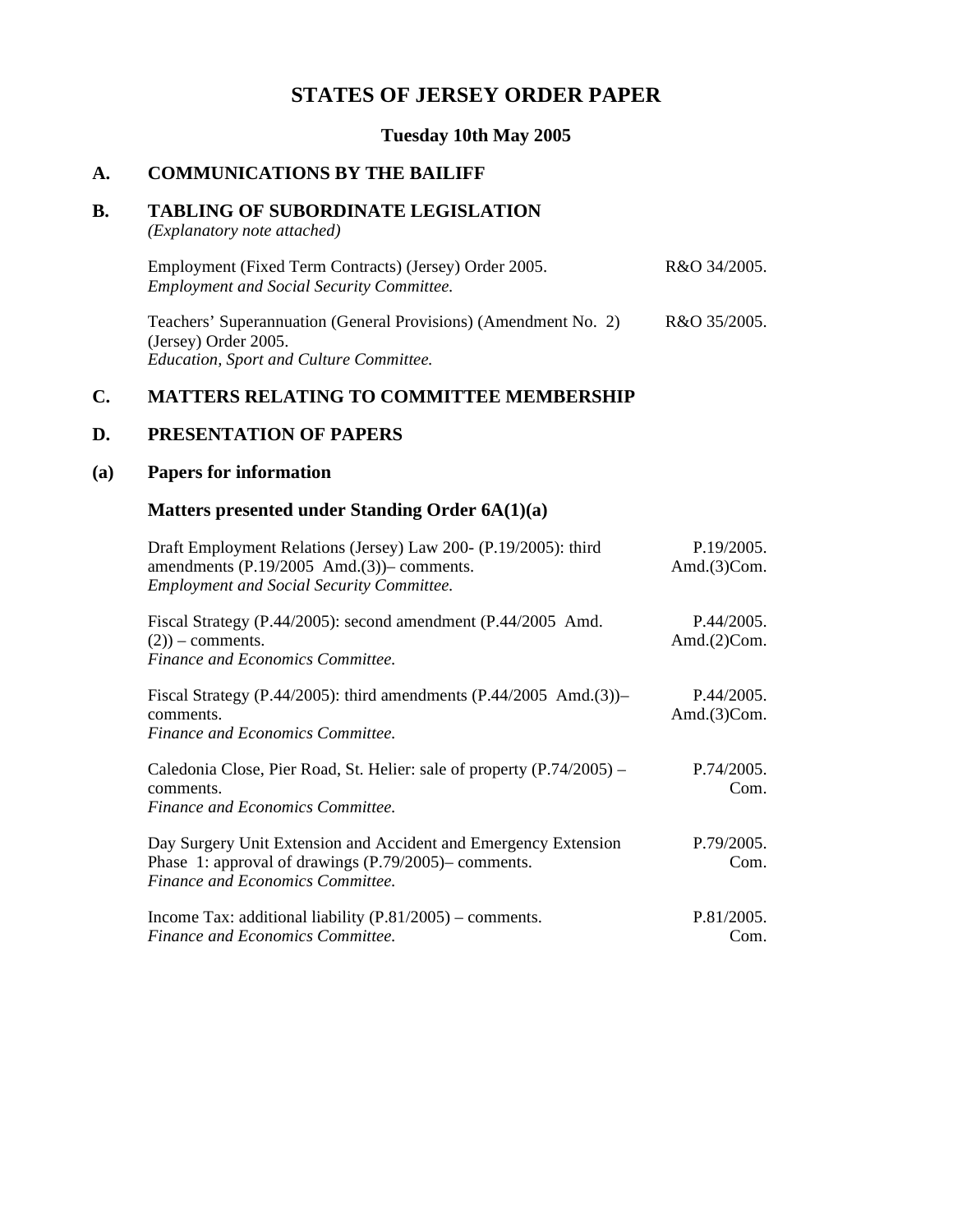# STATES OF JERSEY ORDER PAPER

**Tuesday 10th May 2005**

## A. COMMUNICATIONS BY THE BAILIFF

## B. TABLING OF SUBORDINATE LEGISLATION

*(Explanatory note attached)*

| | |
|---|---|
| Employment (Fixed Term Contracts) (Jersey) Order 2005.<br>*Employment and Social Security Committee.* | R&O 34/2005. |
| Teachers' Superannuation (General Provisions) (Amendment No. 2) (Jersey) Order 2005.<br>*Education, Sport and Culture Committee.* | R&O 35/2005. |

## C. MATTERS RELATING TO COMMITTEE MEMBERSHIP

## D. PRESENTATION OF PAPERS

### (a) Papers for information

### Matters presented under Standing Order 6A(1)(a)

| | |
|---|---|
| Draft Employment Relations (Jersey) Law 200- (P.19/2005): third amendments (P.19/2005 Amd.(3))– comments.<br>*Employment and Social Security Committee.* | P.19/2005. Amd.(3)Com. |
| Fiscal Strategy (P.44/2005): second amendment (P.44/2005 Amd. (2)) – comments.<br>*Finance and Economics Committee.* | P.44/2005. Amd.(2)Com. |
| Fiscal Strategy (P.44/2005): third amendments (P.44/2005 Amd.(3))– comments.<br>*Finance and Economics Committee.* | P.44/2005. Amd.(3)Com. |
| Caledonia Close, Pier Road, St. Helier: sale of property (P.74/2005) – comments.<br>*Finance and Economics Committee.* | P.74/2005. Com. |
| Day Surgery Unit Extension and Accident and Emergency Extension Phase 1: approval of drawings (P.79/2005)– comments.<br>*Finance and Economics Committee.* | P.79/2005. Com. |
| Income Tax: additional liability (P.81/2005) – comments.<br>*Finance and Economics Committee.* | P.81/2005. Com. |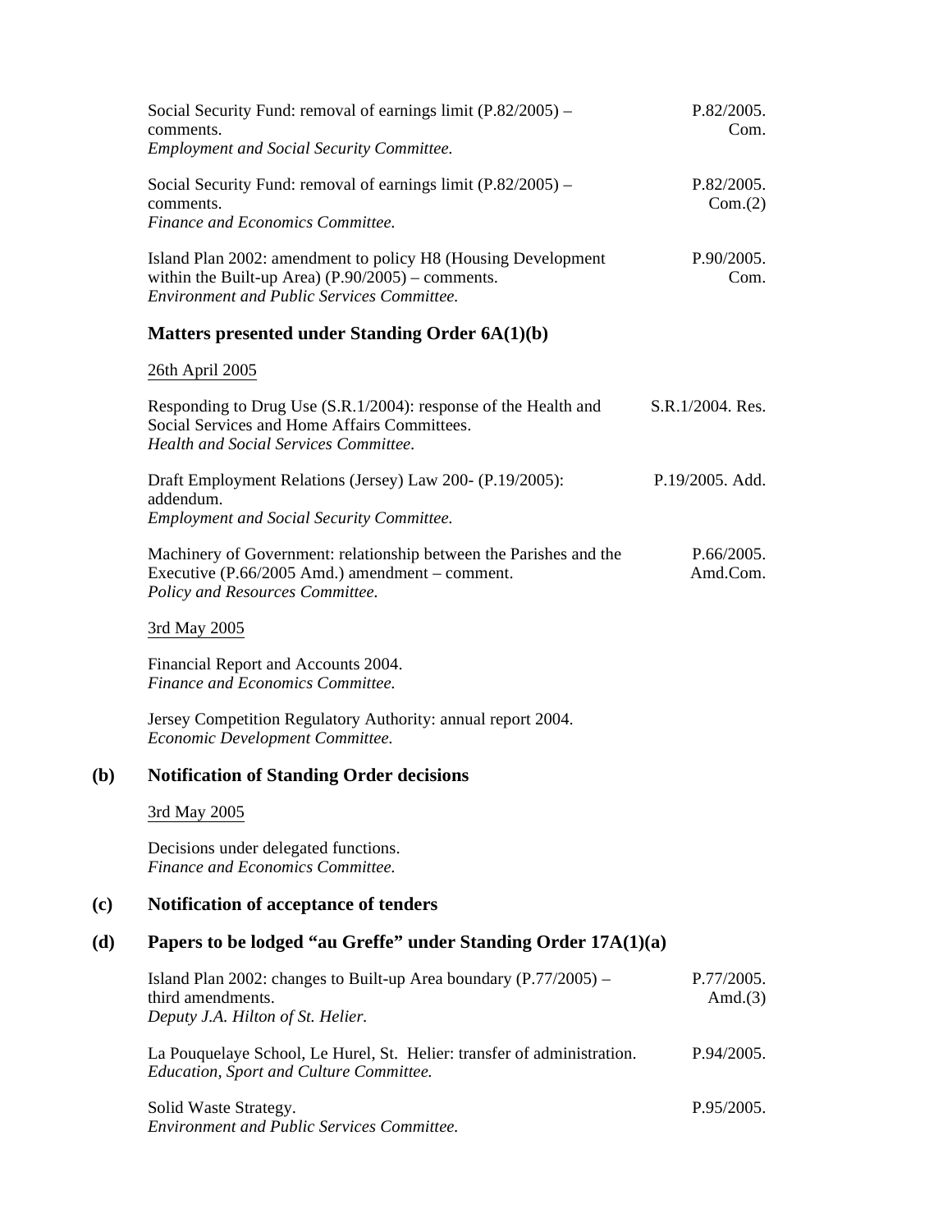Social Security Fund: removal of earnings limit (P.82/2005) – comments. P.82/2005. Com.
*Employment and Social Security Committee.*

Social Security Fund: removal of earnings limit (P.82/2005) – comments. P.82/2005. Com.(2)
*Finance and Economics Committee.*

Island Plan 2002: amendment to policy H8 (Housing Development within the Built-up Area) (P.90/2005) – comments. P.90/2005. Com.
*Environment and Public Services Committee.*

**Matters presented under Standing Order 6A(1)(b)**

26th April 2005

Responding to Drug Use (S.R.1/2004): response of the Health and Social Services and Home Affairs Committees. S.R.1/2004. Res.
*Health and Social Services Committee.*

Draft Employment Relations (Jersey) Law 200- (P.19/2005): addendum. P.19/2005. Add.
*Employment and Social Security Committee.*

Machinery of Government: relationship between the Parishes and the Executive (P.66/2005 Amd.) amendment – comment. P.66/2005. Amd.Com.
*Policy and Resources Committee.*

3rd May 2005

Financial Report and Accounts 2004.
*Finance and Economics Committee.*

Jersey Competition Regulatory Authority: annual report 2004.
*Economic Development Committee.*

**(b) Notification of Standing Order decisions**

3rd May 2005

Decisions under delegated functions.
*Finance and Economics Committee.*

**(c) Notification of acceptance of tenders**

**(d) Papers to be lodged "au Greffe" under Standing Order 17A(1)(a)**

Island Plan 2002: changes to Built-up Area boundary (P.77/2005) – third amendments. P.77/2005. Amd.(3)
*Deputy J.A. Hilton of St. Helier.*

La Pouquelaye School, Le Hurel, St. Helier: transfer of administration. P.94/2005.
*Education, Sport and Culture Committee.*

Solid Waste Strategy. P.95/2005.
*Environment and Public Services Committee.*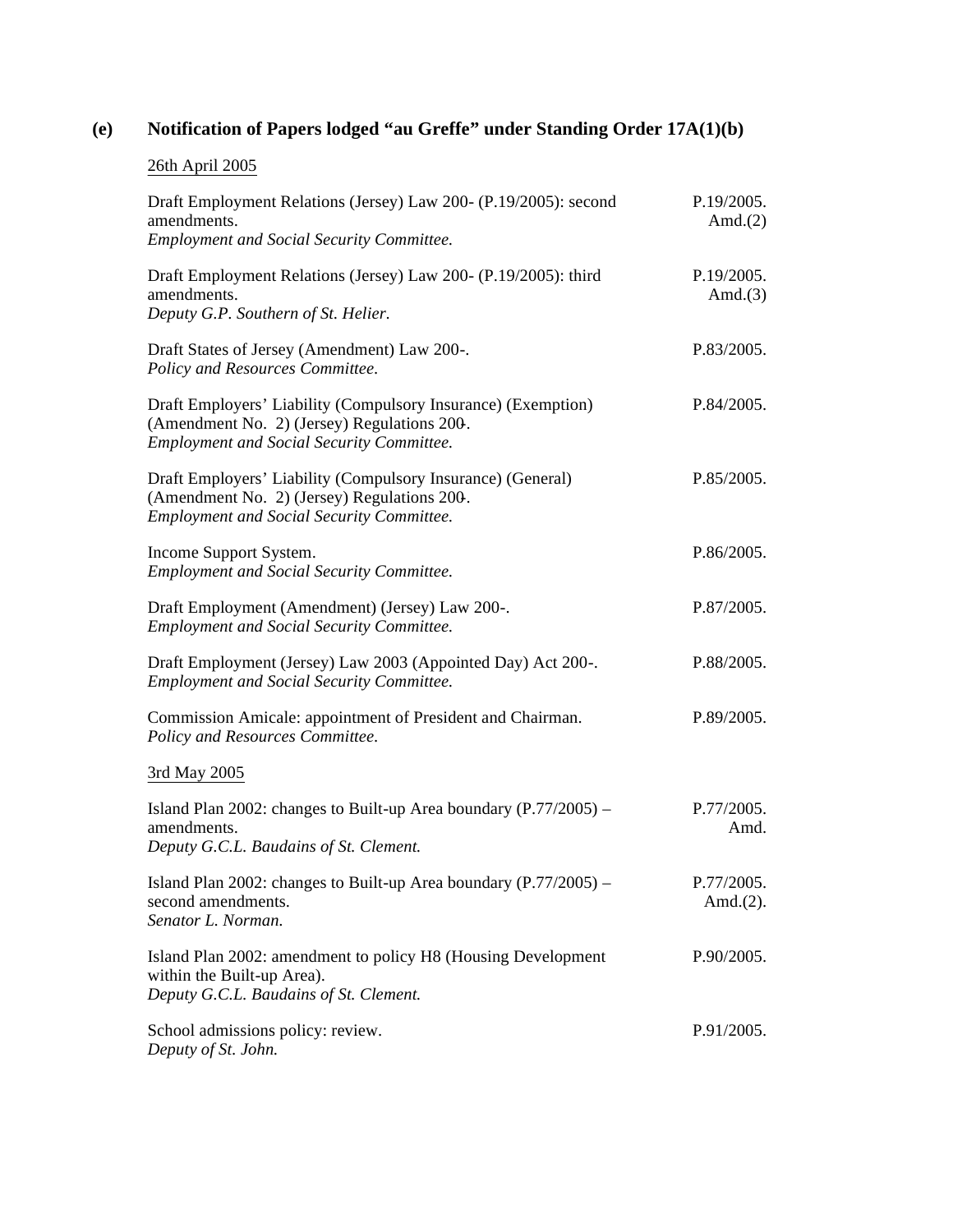## (e) Notification of Papers lodged "au Greffe" under Standing Order 17A(1)(b)

26th April 2005

| | |
|---|---|
| Draft Employment Relations (Jersey) Law 200- (P.19/2005): second amendments.<br>*Employment and Social Security Committee.* | P.19/2005. Amd.(2) |
| Draft Employment Relations (Jersey) Law 200- (P.19/2005): third amendments.<br>*Deputy G.P. Southern of St. Helier.* | P.19/2005. Amd.(3) |
| Draft States of Jersey (Amendment) Law 200-.<br>*Policy and Resources Committee.* | P.83/2005. |
| Draft Employers' Liability (Compulsory Insurance) (Exemption) (Amendment No. 2) (Jersey) Regulations 200-.<br>*Employment and Social Security Committee.* | P.84/2005. |
| Draft Employers' Liability (Compulsory Insurance) (General) (Amendment No. 2) (Jersey) Regulations 200-.<br>*Employment and Social Security Committee.* | P.85/2005. |
| Income Support System.<br>*Employment and Social Security Committee.* | P.86/2005. |
| Draft Employment (Amendment) (Jersey) Law 200-.<br>*Employment and Social Security Committee.* | P.87/2005. |
| Draft Employment (Jersey) Law 2003 (Appointed Day) Act 200-.<br>*Employment and Social Security Committee.* | P.88/2005. |
| Commission Amicale: appointment of President and Chairman.<br>*Policy and Resources Committee.* | P.89/2005. |

3rd May 2005

| | |
|---|---|
| Island Plan 2002: changes to Built-up Area boundary (P.77/2005) – amendments.<br>*Deputy G.C.L. Baudains of St. Clement.* | P.77/2005. Amd. |
| Island Plan 2002: changes to Built-up Area boundary (P.77/2005) – second amendments.<br>*Senator L. Norman.* | P.77/2005. Amd.(2). |
| Island Plan 2002: amendment to policy H8 (Housing Development within the Built-up Area).<br>*Deputy G.C.L. Baudains of St. Clement.* | P.90/2005. |
| School admissions policy: review.<br>*Deputy of St. John.* | P.91/2005. |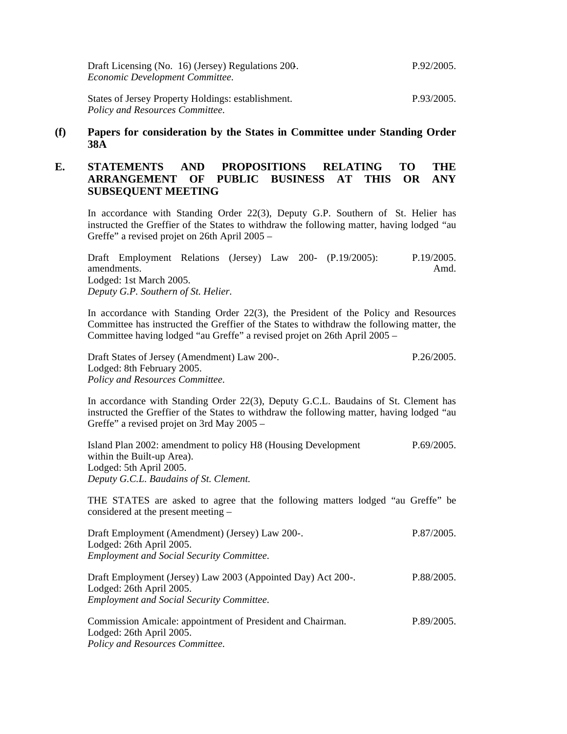Draft Licensing (No. 16) (Jersey) Regulations 200-. P.92/2005.
*Economic Development Committee.*

States of Jersey Property Holdings: establishment. P.93/2005.
*Policy and Resources Committee.*

**(f) Papers for consideration by the States in Committee under Standing Order 38A**

## E. STATEMENTS AND PROPOSITIONS RELATING TO THE ARRANGEMENT OF PUBLIC BUSINESS AT THIS OR ANY SUBSEQUENT MEETING

In accordance with Standing Order 22(3), Deputy G.P. Southern of St. Helier has instructed the Greffier of the States to withdraw the following matter, having lodged "au Greffe" a revised projet on 26th April 2005 –

Draft Employment Relations (Jersey) Law 200- (P.19/2005): amendments. P.19/2005. Amd.
Lodged: 1st March 2005.
*Deputy G.P. Southern of St. Helier.*

In accordance with Standing Order 22(3), the President of the Policy and Resources Committee has instructed the Greffier of the States to withdraw the following matter, the Committee having lodged "au Greffe" a revised projet on 26th April 2005 –

Draft States of Jersey (Amendment) Law 200-. P.26/2005.
Lodged: 8th February 2005.
*Policy and Resources Committee.*

In accordance with Standing Order 22(3), Deputy G.C.L. Baudains of St. Clement has instructed the Greffier of the States to withdraw the following matter, having lodged "au Greffe" a revised projet on 3rd May 2005 –

Island Plan 2002: amendment to policy H8 (Housing Development within the Built-up Area). P.69/2005.
Lodged: 5th April 2005.
*Deputy G.C.L. Baudains of St. Clement.*

THE STATES are asked to agree that the following matters lodged "au Greffe" be considered at the present meeting –

Draft Employment (Amendment) (Jersey) Law 200-. P.87/2005.
Lodged: 26th April 2005.
*Employment and Social Security Committee.*

Draft Employment (Jersey) Law 2003 (Appointed Day) Act 200-. P.88/2005.
Lodged: 26th April 2005.
*Employment and Social Security Committee.*

Commission Amicale: appointment of President and Chairman. P.89/2005.
Lodged: 26th April 2005.
*Policy and Resources Committee.*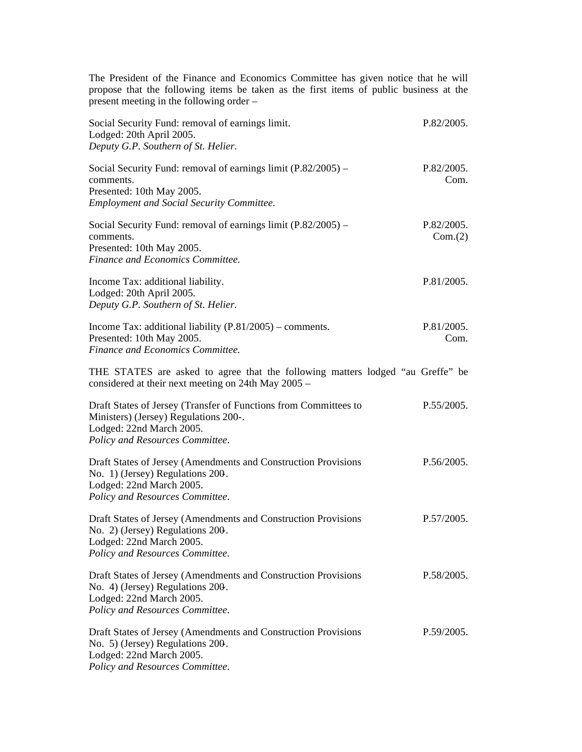The President of the Finance and Economics Committee has given notice that he will propose that the following items be taken as the first items of public business at the present meeting in the following order –

Social Security Fund: removal of earnings limit. P.82/2005.
Lodged: 20th April 2005.
*Deputy G.P. Southern of St. Helier.*

Social Security Fund: removal of earnings limit (P.82/2005) – comments. P.82/2005. Com.
Presented: 10th May 2005.
*Employment and Social Security Committee.*

Social Security Fund: removal of earnings limit (P.82/2005) – comments. P.82/2005. Com.(2)
Presented: 10th May 2005.
*Finance and Economics Committee.*

Income Tax: additional liability. P.81/2005.
Lodged: 20th April 2005.
*Deputy G.P. Southern of St. Helier.*

Income Tax: additional liability (P.81/2005) – comments. P.81/2005. Com.
Presented: 10th May 2005.
*Finance and Economics Committee.*

THE STATES are asked to agree that the following matters lodged "au Greffe" be considered at their next meeting on 24th May 2005 –

Draft States of Jersey (Transfer of Functions from Committees to Ministers) (Jersey) Regulations 200-. P.55/2005.
Lodged: 22nd March 2005.
*Policy and Resources Committee.*

Draft States of Jersey (Amendments and Construction Provisions No. 1) (Jersey) Regulations 200-. P.56/2005.
Lodged: 22nd March 2005.
*Policy and Resources Committee.*

Draft States of Jersey (Amendments and Construction Provisions No. 2) (Jersey) Regulations 200-. P.57/2005.
Lodged: 22nd March 2005.
*Policy and Resources Committee.*

Draft States of Jersey (Amendments and Construction Provisions No. 4) (Jersey) Regulations 200-. P.58/2005.
Lodged: 22nd March 2005.
*Policy and Resources Committee.*

Draft States of Jersey (Amendments and Construction Provisions No. 5) (Jersey) Regulations 200-. P.59/2005.
Lodged: 22nd March 2005.
*Policy and Resources Committee.*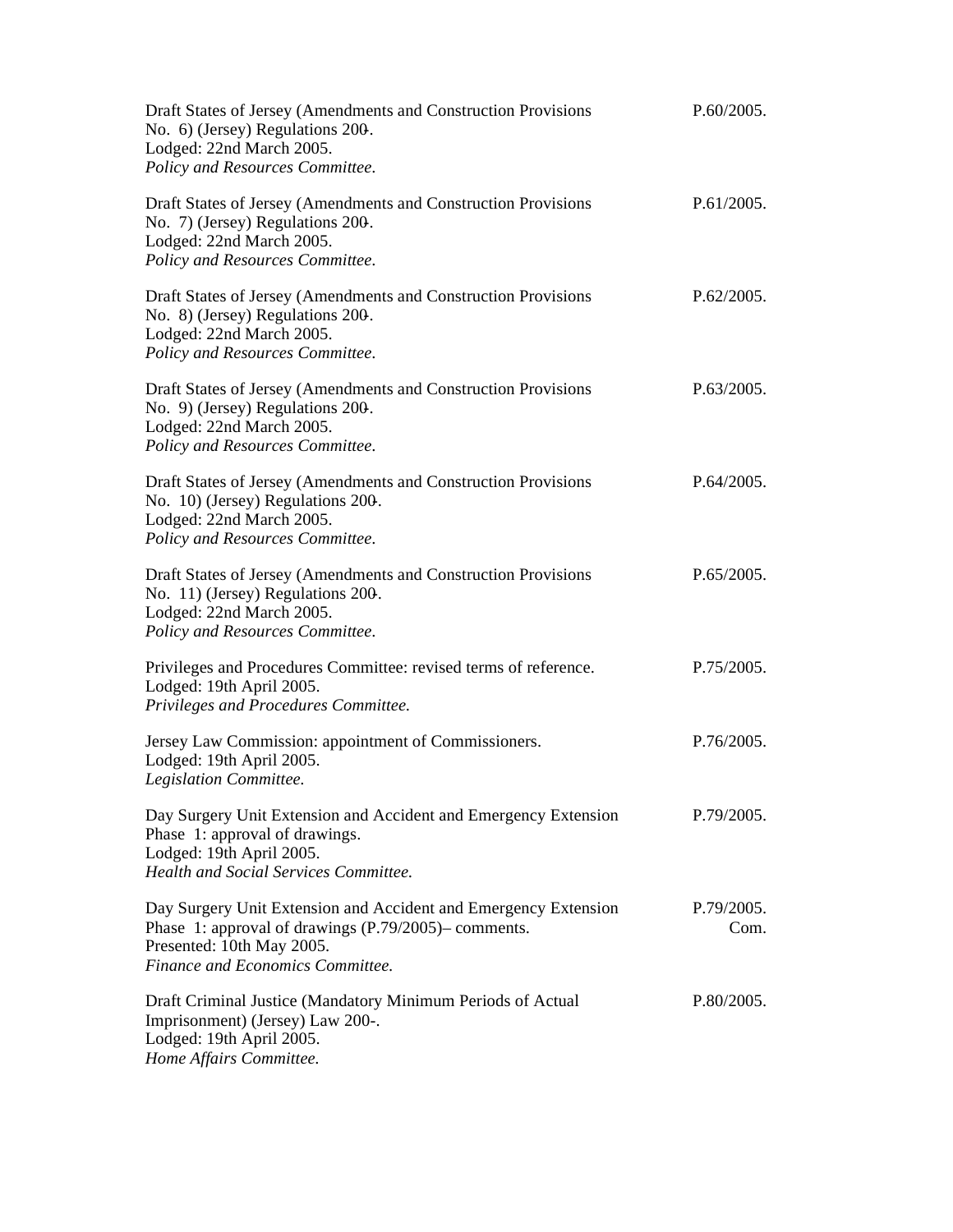Draft States of Jersey (Amendments and Construction Provisions No. 6) (Jersey) Regulations 200-.
Lodged: 22nd March 2005.
*Policy and Resources Committee.*

P.60/2005.

Draft States of Jersey (Amendments and Construction Provisions No. 7) (Jersey) Regulations 200-.
Lodged: 22nd March 2005.
*Policy and Resources Committee.*

P.61/2005.

Draft States of Jersey (Amendments and Construction Provisions No. 8) (Jersey) Regulations 200-.
Lodged: 22nd March 2005.
*Policy and Resources Committee.*

P.62/2005.

Draft States of Jersey (Amendments and Construction Provisions No. 9) (Jersey) Regulations 200-.
Lodged: 22nd March 2005.
*Policy and Resources Committee.*

P.63/2005.

Draft States of Jersey (Amendments and Construction Provisions No. 10) (Jersey) Regulations 200-.
Lodged: 22nd March 2005.
*Policy and Resources Committee.*

P.64/2005.

Draft States of Jersey (Amendments and Construction Provisions No. 11) (Jersey) Regulations 200-.
Lodged: 22nd March 2005.
*Policy and Resources Committee.*

P.65/2005.

Privileges and Procedures Committee: revised terms of reference.
Lodged: 19th April 2005.
*Privileges and Procedures Committee.*

P.75/2005.

Jersey Law Commission: appointment of Commissioners.
Lodged: 19th April 2005.
*Legislation Committee.*

P.76/2005.

Day Surgery Unit Extension and Accident and Emergency Extension Phase 1: approval of drawings.
Lodged: 19th April 2005.
*Health and Social Services Committee.*

P.79/2005.

Day Surgery Unit Extension and Accident and Emergency Extension Phase 1: approval of drawings (P.79/2005)– comments.
Presented: 10th May 2005.
*Finance and Economics Committee.*

P.79/2005.
Com.

Draft Criminal Justice (Mandatory Minimum Periods of Actual Imprisonment) (Jersey) Law 200-.
Lodged: 19th April 2005.
*Home Affairs Committee.*

P.80/2005.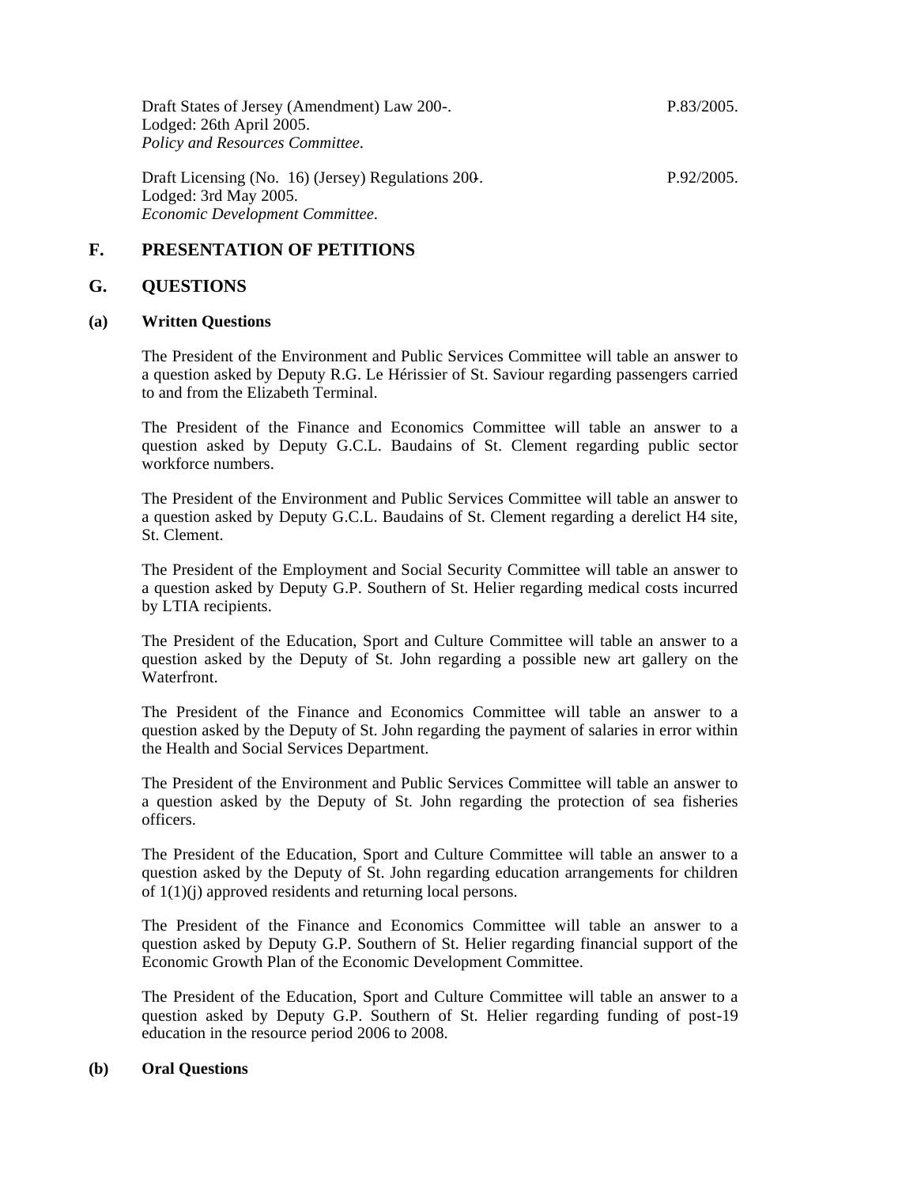Draft States of Jersey (Amendment) Law 200-. P.83/2005.
Lodged: 26th April 2005.
*Policy and Resources Committee.*

Draft Licensing (No. 16) (Jersey) Regulations 200-. P.92/2005.
Lodged: 3rd May 2005.
*Economic Development Committee.*

## F. PRESENTATION OF PETITIONS

## G. QUESTIONS

### (a) Written Questions

The President of the Environment and Public Services Committee will table an answer to a question asked by Deputy R.G. Le Hérissier of St. Saviour regarding passengers carried to and from the Elizabeth Terminal.

The President of the Finance and Economics Committee will table an answer to a question asked by Deputy G.C.L. Baudains of St. Clement regarding public sector workforce numbers.

The President of the Environment and Public Services Committee will table an answer to a question asked by Deputy G.C.L. Baudains of St. Clement regarding a derelict H4 site, St. Clement.

The President of the Employment and Social Security Committee will table an answer to a question asked by Deputy G.P. Southern of St. Helier regarding medical costs incurred by LTIA recipients.

The President of the Education, Sport and Culture Committee will table an answer to a question asked by the Deputy of St. John regarding a possible new art gallery on the Waterfront.

The President of the Finance and Economics Committee will table an answer to a question asked by the Deputy of St. John regarding the payment of salaries in error within the Health and Social Services Department.

The President of the Environment and Public Services Committee will table an answer to a question asked by the Deputy of St. John regarding the protection of sea fisheries officers.

The President of the Education, Sport and Culture Committee will table an answer to a question asked by the Deputy of St. John regarding education arrangements for children of 1(1)(j) approved residents and returning local persons.

The President of the Finance and Economics Committee will table an answer to a question asked by Deputy G.P. Southern of St. Helier regarding financial support of the Economic Growth Plan of the Economic Development Committee.

The President of the Education, Sport and Culture Committee will table an answer to a question asked by Deputy G.P. Southern of St. Helier regarding funding of post-19 education in the resource period 2006 to 2008.

### (b) Oral Questions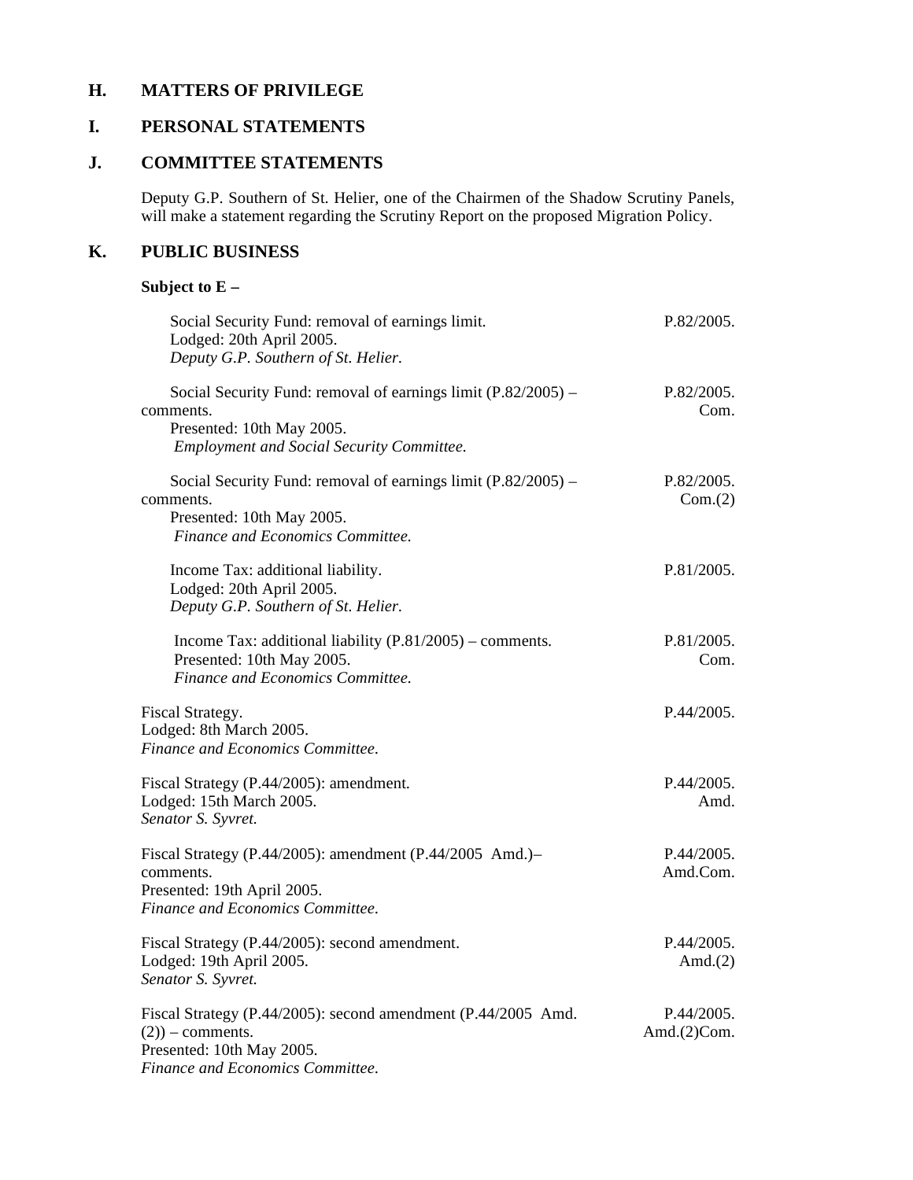## H. MATTERS OF PRIVILEGE

## I. PERSONAL STATEMENTS

## J. COMMITTEE STATEMENTS

Deputy G.P. Southern of St. Helier, one of the Chairmen of the Shadow Scrutiny Panels, will make a statement regarding the Scrutiny Report on the proposed Migration Policy.

## K. PUBLIC BUSINESS

**Subject to E –**

| | |
|---|---|
| Social Security Fund: removal of earnings limit.<br>Lodged: 20th April 2005.<br>*Deputy G.P. Southern of St. Helier.* | P.82/2005. |
| Social Security Fund: removal of earnings limit (P.82/2005) – comments.<br>Presented: 10th May 2005.<br>*Employment and Social Security Committee.* | P.82/2005.<br>Com. |
| Social Security Fund: removal of earnings limit (P.82/2005) – comments.<br>Presented: 10th May 2005.<br>*Finance and Economics Committee.* | P.82/2005.<br>Com.(2) |
| Income Tax: additional liability.<br>Lodged: 20th April 2005.<br>*Deputy G.P. Southern of St. Helier.* | P.81/2005. |
| Income Tax: additional liability (P.81/2005) – comments.<br>Presented: 10th May 2005.<br>*Finance and Economics Committee.* | P.81/2005.<br>Com. |
| Fiscal Strategy.<br>Lodged: 8th March 2005.<br>*Finance and Economics Committee.* | P.44/2005. |
| Fiscal Strategy (P.44/2005): amendment.<br>Lodged: 15th March 2005.<br>*Senator S. Syvret.* | P.44/2005.<br>Amd. |
| Fiscal Strategy (P.44/2005): amendment (P.44/2005 Amd.)– comments.<br>Presented: 19th April 2005.<br>*Finance and Economics Committee.* | P.44/2005.<br>Amd.Com. |
| Fiscal Strategy (P.44/2005): second amendment.<br>Lodged: 19th April 2005.<br>*Senator S. Syvret.* | P.44/2005.<br>Amd.(2) |
| Fiscal Strategy (P.44/2005): second amendment (P.44/2005 Amd. (2)) – comments.<br>Presented: 10th May 2005.<br>*Finance and Economics Committee.* | P.44/2005.<br>Amd.(2)Com. |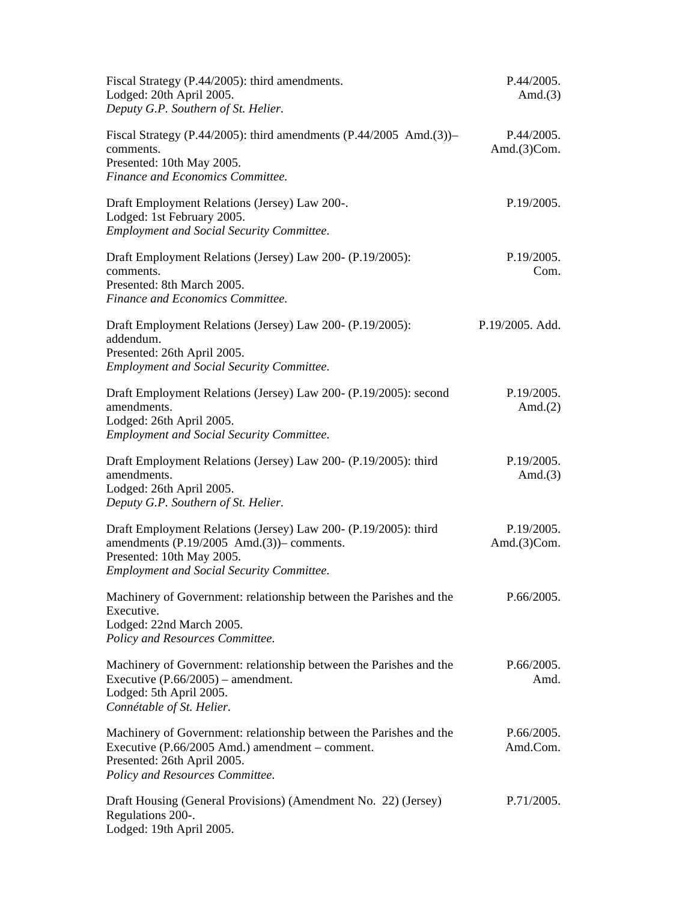Fiscal Strategy (P.44/2005): third amendments. P.44/2005. Amd.(3)
Lodged: 20th April 2005.
*Deputy G.P. Southern of St. Helier.*

Fiscal Strategy (P.44/2005): third amendments (P.44/2005 Amd.(3))– comments. P.44/2005. Amd.(3)Com.
Presented: 10th May 2005.
*Finance and Economics Committee.*

Draft Employment Relations (Jersey) Law 200-. P.19/2005.
Lodged: 1st February 2005.
*Employment and Social Security Committee.*

Draft Employment Relations (Jersey) Law 200- (P.19/2005): comments. P.19/2005. Com.
Presented: 8th March 2005.
*Finance and Economics Committee.*

Draft Employment Relations (Jersey) Law 200- (P.19/2005): addendum. P.19/2005. Add.
Presented: 26th April 2005.
*Employment and Social Security Committee.*

Draft Employment Relations (Jersey) Law 200- (P.19/2005): second amendments. P.19/2005. Amd.(2)
Lodged: 26th April 2005.
*Employment and Social Security Committee.*

Draft Employment Relations (Jersey) Law 200- (P.19/2005): third amendments. P.19/2005. Amd.(3)
Lodged: 26th April 2005.
*Deputy G.P. Southern of St. Helier.*

Draft Employment Relations (Jersey) Law 200- (P.19/2005): third amendments (P.19/2005 Amd.(3))– comments. P.19/2005. Amd.(3)Com.
Presented: 10th May 2005.
*Employment and Social Security Committee.*

Machinery of Government: relationship between the Parishes and the Executive. P.66/2005.
Lodged: 22nd March 2005.
*Policy and Resources Committee.*

Machinery of Government: relationship between the Parishes and the Executive (P.66/2005) – amendment. P.66/2005. Amd.
Lodged: 5th April 2005.
*Connétable of St. Helier.*

Machinery of Government: relationship between the Parishes and the Executive (P.66/2005 Amd.) amendment – comment. P.66/2005. Amd.Com.
Presented: 26th April 2005.
*Policy and Resources Committee.*

Draft Housing (General Provisions) (Amendment No. 22) (Jersey) Regulations 200-. P.71/2005.
Lodged: 19th April 2005.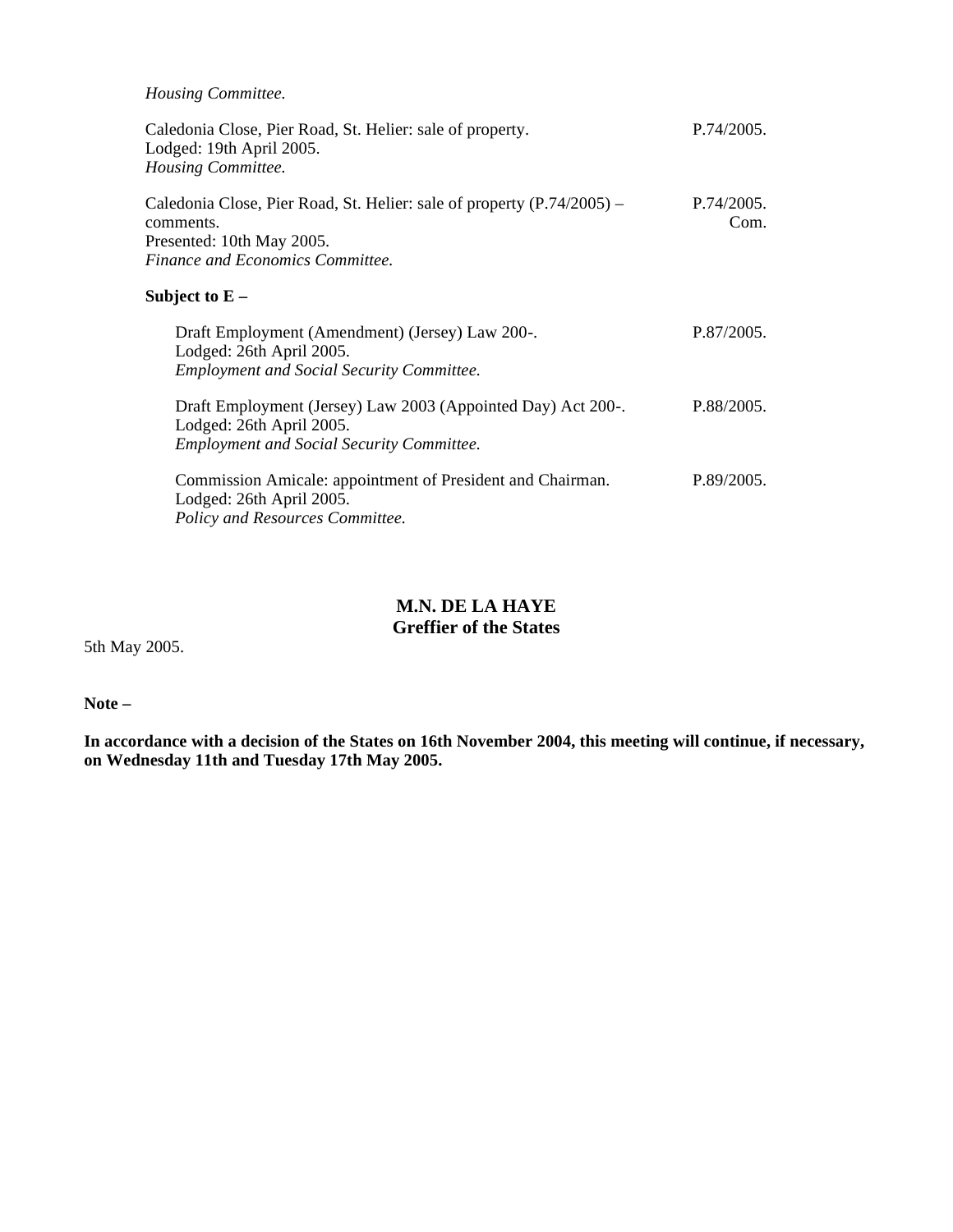*Housing Committee.*

Caledonia Close, Pier Road, St. Helier: sale of property. P.74/2005.
Lodged: 19th April 2005.
*Housing Committee.*

Caledonia Close, Pier Road, St. Helier: sale of property (P.74/2005) – comments. P.74/2005. Com.
Presented: 10th May 2005.
*Finance and Economics Committee.*

**Subject to E –**

Draft Employment (Amendment) (Jersey) Law 200-. P.87/2005.
Lodged: 26th April 2005.
*Employment and Social Security Committee.*

Draft Employment (Jersey) Law 2003 (Appointed Day) Act 200-. P.88/2005.
Lodged: 26th April 2005.
*Employment and Social Security Committee.*

Commission Amicale: appointment of President and Chairman. P.89/2005.
Lodged: 26th April 2005.
*Policy and Resources Committee.*

**M.N. DE LA HAYE**
**Greffier of the States**

5th May 2005.

**Note –**

**In accordance with a decision of the States on 16th November 2004, this meeting will continue, if necessary, on Wednesday 11th and Tuesday 17th May 2005.**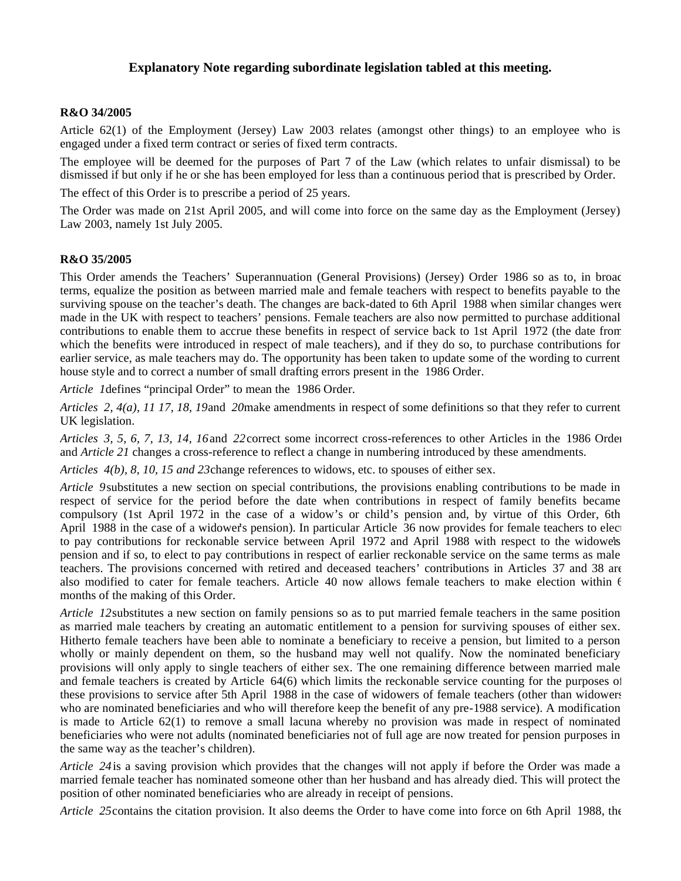## Explanatory Note regarding subordinate legislation tabled at this meeting.

**R&O 34/2005**

Article 62(1) of the Employment (Jersey) Law 2003 relates (amongst other things) to an employee who is engaged under a fixed term contract or series of fixed term contracts.

The employee will be deemed for the purposes of Part 7 of the Law (which relates to unfair dismissal) to be dismissed if but only if he or she has been employed for less than a continuous period that is prescribed by Order.

The effect of this Order is to prescribe a period of 25 years.

The Order was made on 21st April 2005, and will come into force on the same day as the Employment (Jersey) Law 2003, namely 1st July 2005.

**R&O 35/2005**

This Order amends the Teachers' Superannuation (General Provisions) (Jersey) Order 1986 so as to, in broad terms, equalize the position as between married male and female teachers with respect to benefits payable to the surviving spouse on the teacher's death. The changes are back-dated to 6th April 1988 when similar changes were made in the UK with respect to teachers' pensions. Female teachers are also now permitted to purchase additional contributions to enable them to accrue these benefits in respect of service back to 1st April 1972 (the date from which the benefits were introduced in respect of male teachers), and if they do so, to purchase contributions for earlier service, as male teachers may do. The opportunity has been taken to update some of the wording to current house style and to correct a number of small drafting errors present in the 1986 Order.

*Article 1* defines "principal Order" to mean the 1986 Order.

*Articles 2, 4(a), 11 17, 18, 19* and *20* make amendments in respect of some definitions so that they refer to current UK legislation.

*Articles 3, 5, 6, 7, 13, 14, 16* and *22* correct some incorrect cross-references to other Articles in the 1986 Order and *Article 21* changes a cross-reference to reflect a change in numbering introduced by these amendments.

*Articles 4(b), 8, 10, 15 and 23* change references to widows, etc. to spouses of either sex.

*Article 9* substitutes a new section on special contributions, the provisions enabling contributions to be made in respect of service for the period before the date when contributions in respect of family benefits became compulsory (1st April 1972 in the case of a widow's or child's pension and, by virtue of this Order, 6th April 1988 in the case of a widower's pension). In particular Article 36 now provides for female teachers to elect to pay contributions for reckonable service between April 1972 and April 1988 with respect to the widower's pension and if so, to elect to pay contributions in respect of earlier reckonable service on the same terms as male teachers. The provisions concerned with retired and deceased teachers' contributions in Articles 37 and 38 are also modified to cater for female teachers. Article 40 now allows female teachers to make election within 6 months of the making of this Order.

*Article 12* substitutes a new section on family pensions so as to put married female teachers in the same position as married male teachers by creating an automatic entitlement to a pension for surviving spouses of either sex. Hitherto female teachers have been able to nominate a beneficiary to receive a pension, but limited to a person wholly or mainly dependent on them, so the husband may well not qualify. Now the nominated beneficiary provisions will only apply to single teachers of either sex. The one remaining difference between married male and female teachers is created by Article 64(6) which limits the reckonable service counting for the purposes of these provisions to service after 5th April 1988 in the case of widowers of female teachers (other than widowers who are nominated beneficiaries and who will therefore keep the benefit of any pre-1988 service). A modification is made to Article 62(1) to remove a small lacuna whereby no provision was made in respect of nominated beneficiaries who were not adults (nominated beneficiaries not of full age are now treated for pension purposes in the same way as the teacher's children).

*Article 24* is a saving provision which provides that the changes will not apply if before the Order was made a married female teacher has nominated someone other than her husband and has already died. This will protect the position of other nominated beneficiaries who are already in receipt of pensions.

*Article 25* contains the citation provision. It also deems the Order to have come into force on 6th April 1988, the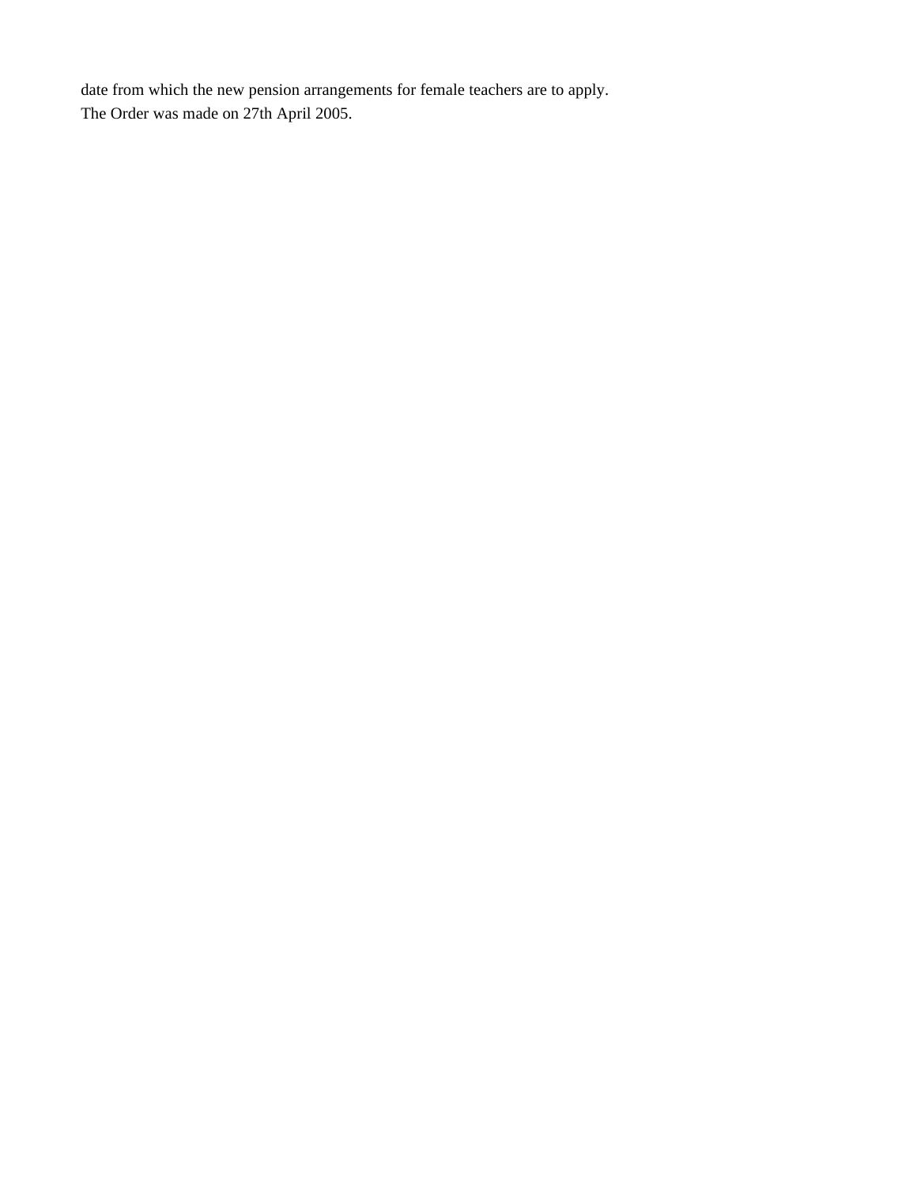date from which the new pension arrangements for female teachers are to apply.
The Order was made on 27th April 2005.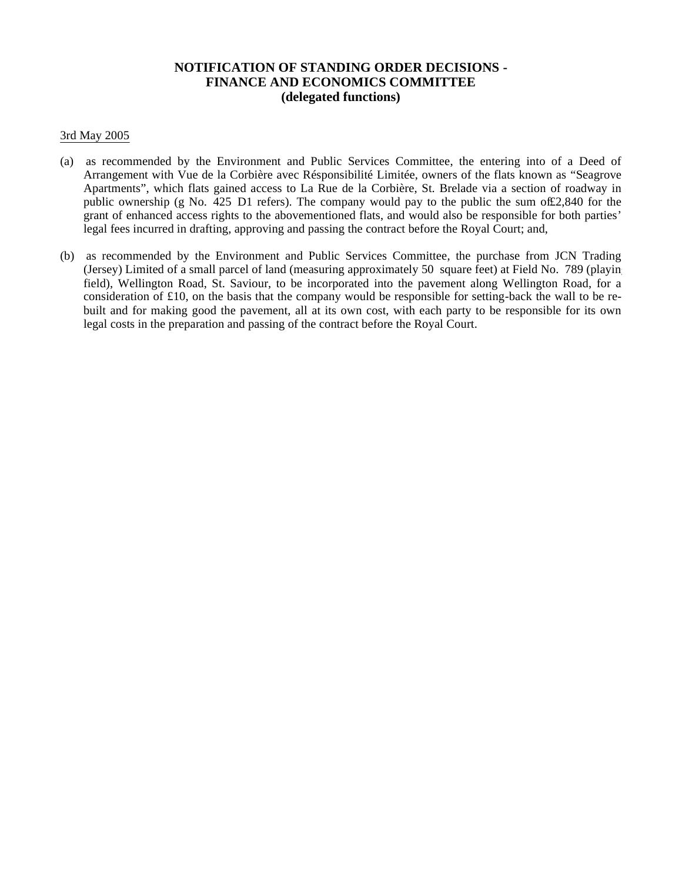**NOTIFICATION OF STANDING ORDER DECISIONS -**
**FINANCE AND ECONOMICS COMMITTEE**
**(delegated functions)**

3rd May 2005

(a) as recommended by the Environment and Public Services Committee, the entering into of a Deed of Arrangement with Vue de la Corbière avec Résponsibilité Limitée, owners of the flats known as "Seagrove Apartments", which flats gained access to La Rue de la Corbière, St. Brelade via a section of roadway in public ownership (g No. 425 D1 refers). The company would pay to the public the sum of £2,840 for the grant of enhanced access rights to the abovementioned flats, and would also be responsible for both parties' legal fees incurred in drafting, approving and passing the contract before the Royal Court; and,

(b) as recommended by the Environment and Public Services Committee, the purchase from JCN Trading (Jersey) Limited of a small parcel of land (measuring approximately 50 square feet) at Field No. 789 (playing field), Wellington Road, St. Saviour, to be incorporated into the pavement along Wellington Road, for a consideration of £10, on the basis that the company would be responsible for setting-back the wall to be re-built and for making good the pavement, all at its own cost, with each party to be responsible for its own legal costs in the preparation and passing of the contract before the Royal Court.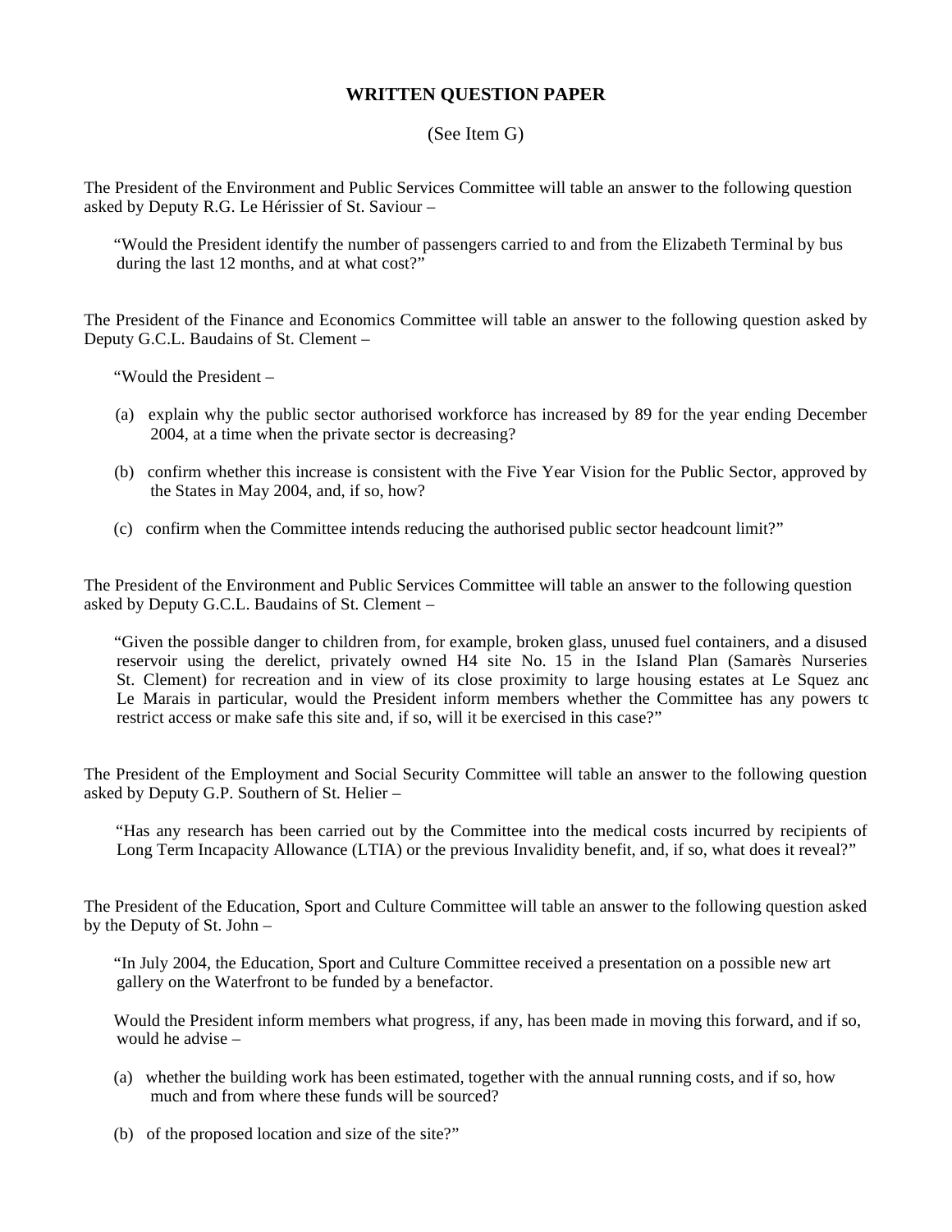## WRITTEN QUESTION PAPER

(See Item G)

The President of the Environment and Public Services Committee will table an answer to the following question asked by Deputy R.G. Le Hérissier of St. Saviour –

> "Would the President identify the number of passengers carried to and from the Elizabeth Terminal by bus during the last 12 months, and at what cost?"

The President of the Finance and Economics Committee will table an answer to the following question asked by Deputy G.C.L. Baudains of St. Clement –

> "Would the President –
>
> (a) explain why the public sector authorised workforce has increased by 89 for the year ending December 2004, at a time when the private sector is decreasing?
>
> (b) confirm whether this increase is consistent with the Five Year Vision for the Public Sector, approved by the States in May 2004, and, if so, how?
>
> (c) confirm when the Committee intends reducing the authorised public sector headcount limit?"

The President of the Environment and Public Services Committee will table an answer to the following question asked by Deputy G.C.L. Baudains of St. Clement –

> "Given the possible danger to children from, for example, broken glass, unused fuel containers, and a disused reservoir using the derelict, privately owned H4 site No. 15 in the Island Plan (Samarès Nurseries, St. Clement) for recreation and in view of its close proximity to large housing estates at Le Squez and Le Marais in particular, would the President inform members whether the Committee has any powers to restrict access or make safe this site and, if so, will it be exercised in this case?"

The President of the Employment and Social Security Committee will table an answer to the following question asked by Deputy G.P. Southern of St. Helier –

> "Has any research has been carried out by the Committee into the medical costs incurred by recipients of Long Term Incapacity Allowance (LTIA) or the previous Invalidity benefit, and, if so, what does it reveal?"

The President of the Education, Sport and Culture Committee will table an answer to the following question asked by the Deputy of St. John –

> "In July 2004, the Education, Sport and Culture Committee received a presentation on a possible new art gallery on the Waterfront to be funded by a benefactor.
>
> Would the President inform members what progress, if any, has been made in moving this forward, and if so, would he advise –
>
> (a) whether the building work has been estimated, together with the annual running costs, and if so, how much and from where these funds will be sourced?
>
> (b) of the proposed location and size of the site?"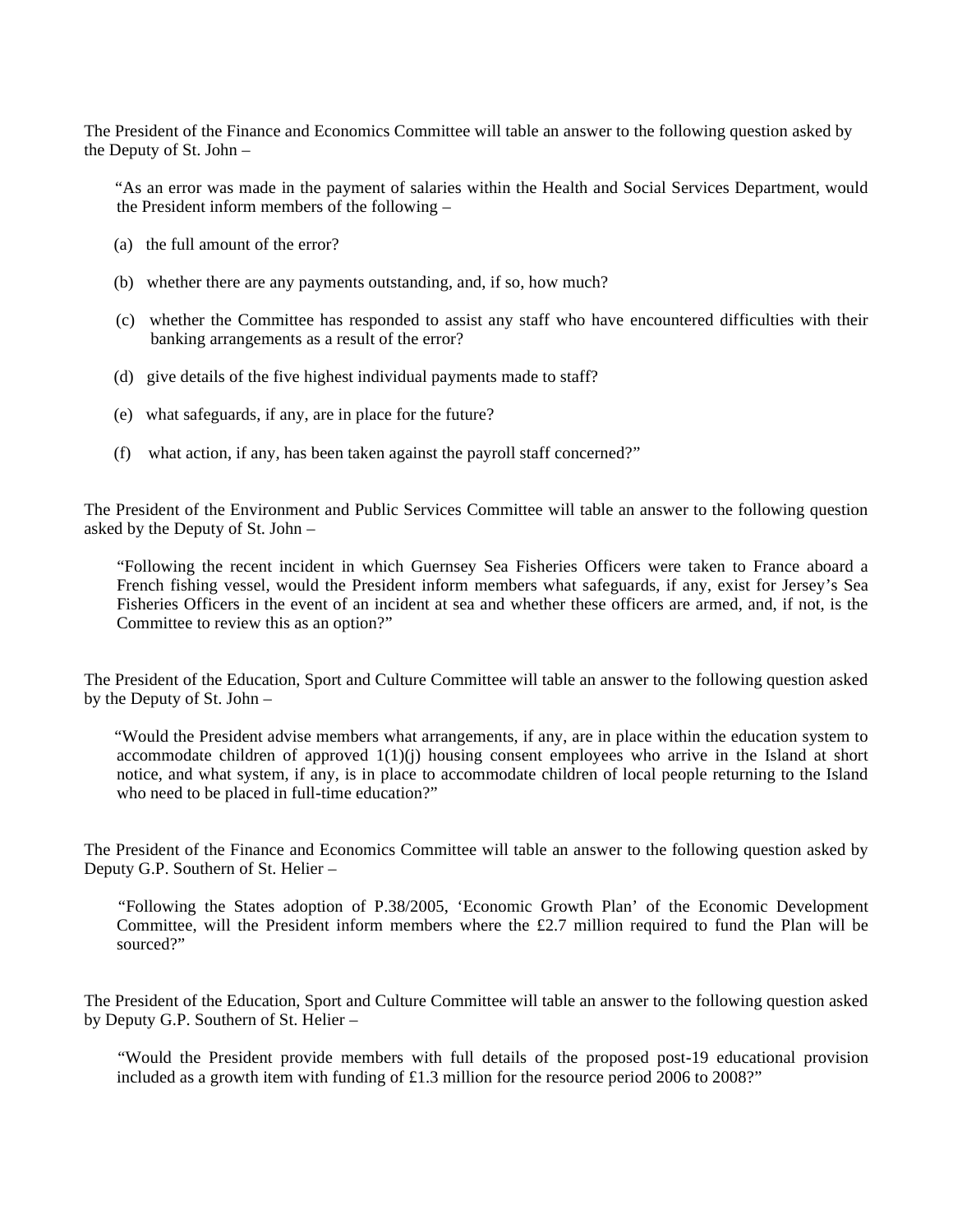The President of the Finance and Economics Committee will table an answer to the following question asked by the Deputy of St. John –

> "As an error was made in the payment of salaries within the Health and Social Services Department, would the President inform members of the following –
>
> (a) the full amount of the error?
>
> (b) whether there are any payments outstanding, and, if so, how much?
>
> (c) whether the Committee has responded to assist any staff who have encountered difficulties with their banking arrangements as a result of the error?
>
> (d) give details of the five highest individual payments made to staff?
>
> (e) what safeguards, if any, are in place for the future?
>
> (f) what action, if any, has been taken against the payroll staff concerned?"

The President of the Environment and Public Services Committee will table an answer to the following question asked by the Deputy of St. John –

> "Following the recent incident in which Guernsey Sea Fisheries Officers were taken to France aboard a French fishing vessel, would the President inform members what safeguards, if any, exist for Jersey's Sea Fisheries Officers in the event of an incident at sea and whether these officers are armed, and, if not, is the Committee to review this as an option?"

The President of the Education, Sport and Culture Committee will table an answer to the following question asked by the Deputy of St. John –

> "Would the President advise members what arrangements, if any, are in place within the education system to accommodate children of approved 1(1)(j) housing consent employees who arrive in the Island at short notice, and what system, if any, is in place to accommodate children of local people returning to the Island who need to be placed in full-time education?"

The President of the Finance and Economics Committee will table an answer to the following question asked by Deputy G.P. Southern of St. Helier –

> "Following the States adoption of P.38/2005, 'Economic Growth Plan' of the Economic Development Committee, will the President inform members where the £2.7 million required to fund the Plan will be sourced?"

The President of the Education, Sport and Culture Committee will table an answer to the following question asked by Deputy G.P. Southern of St. Helier –

> "Would the President provide members with full details of the proposed post-19 educational provision included as a growth item with funding of £1.3 million for the resource period 2006 to 2008?"